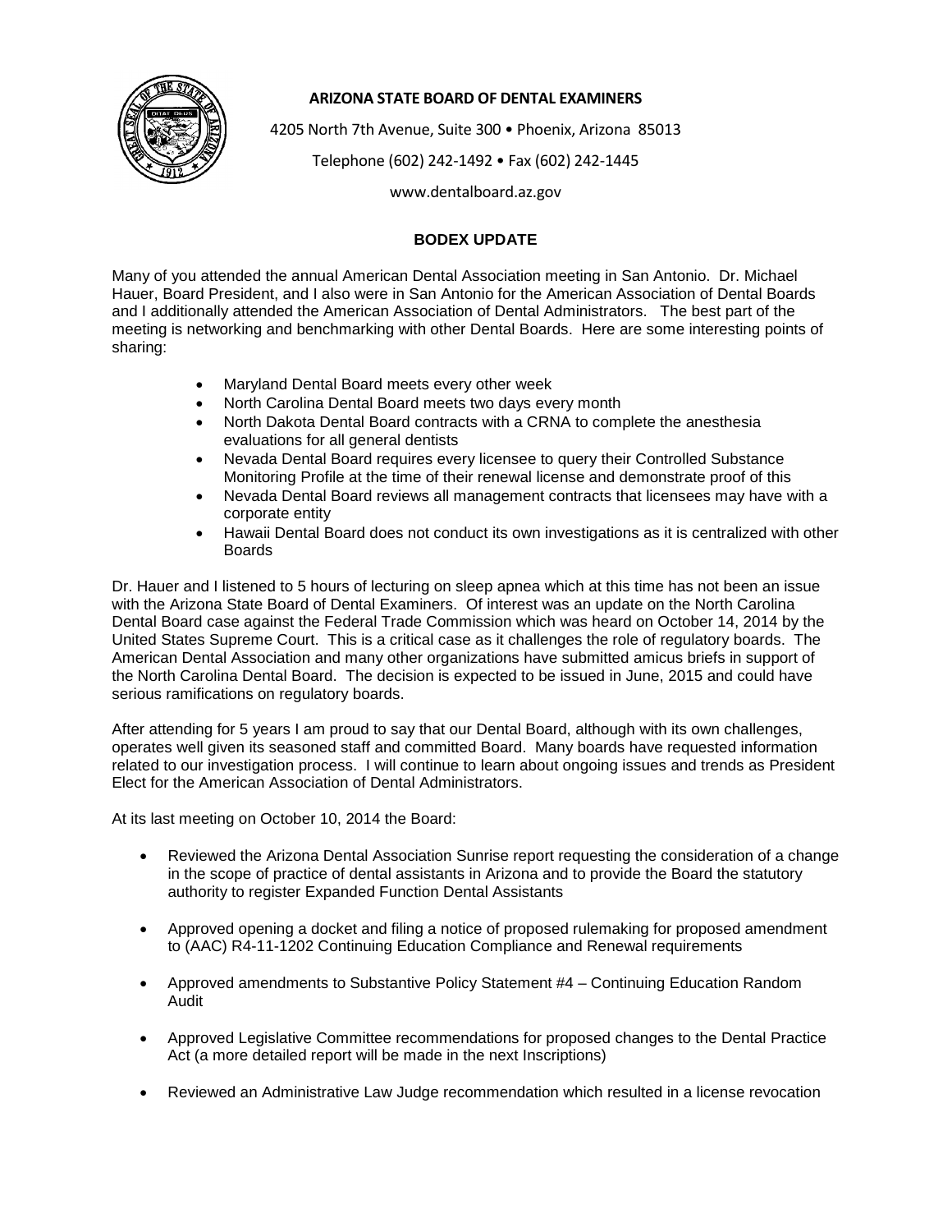**ARIZONA STATE BOARD OF DENTAL EXAMINERS**

4205 North 7th Avenue, Suite 300 • Phoenix, Arizona 85013

Telephone (602) 242-1492 • Fax (602) 242-1445

www.dentalboard.az.gov

## BODEX UPDATE

Many of you attended the annual American Dental Association meeting in San Antonio. Dr. Michael Hauer, Board President, and I also were in San Antonio for the American Association of Dental Boards and I additionally attended the American Association of Dental Administrators. The best part of the meeting is networking and benchmarking with other Dental Boards. Here are some interesting points of sharing:

- Maryland Dental Board meets every other week
- North Carolina Dental Board meets two days every month
- North Dakota Dental Board contracts with a CRNA to complete the anesthesia evaluations for all general dentists
- Nevada Dental Board requires every licensee to query their Controlled Substance Monitoring Profile at the time of their renewal license and demonstrate proof of this
- Nevada Dental Board reviews all management contracts that licensees may have with a corporate entity
- Hawaii Dental Board does not conduct its own investigations as it is centralized with other Boards

Dr. Hauer and I listened to 5 hours of lecturing on sleep apnea which at this time has not been an issue with the Arizona State Board of Dental Examiners. Of interest was an update on the North Carolina Dental Board case against the Federal Trade Commission which was heard on October 14, 2014 by the United States Supreme Court. This is a critical case as it challenges the role of regulatory boards. The American Dental Association and many other organizations have submitted amicus briefs in support of the North Carolina Dental Board. The decision is expected to be issued in June, 2015 and could have serious ramifications on regulatory boards.

After attending for 5 years I am proud to say that our Dental Board, although with its own challenges, operates well given its seasoned staff and committed Board. Many boards have requested information related to our investigation process. I will continue to learn about ongoing issues and trends as President Elect for the American Association of Dental Administrators.

At its last meeting on October 10, 2014 the Board:

- Reviewed the Arizona Dental Association Sunrise report requesting the consideration of a change in the scope of practice of dental assistants in Arizona and to provide the Board the statutory authority to register Expanded Function Dental Assistants
- Approved opening a docket and filing a notice of proposed rulemaking for proposed amendment to (AAC) R4-11-1202 Continuing Education Compliance and Renewal requirements
- Approved amendments to Substantive Policy Statement #4 – Continuing Education Random Audit
- Approved Legislative Committee recommendations for proposed changes to the Dental Practice Act (a more detailed report will be made in the next Inscriptions)
- Reviewed an Administrative Law Judge recommendation which resulted in a license revocation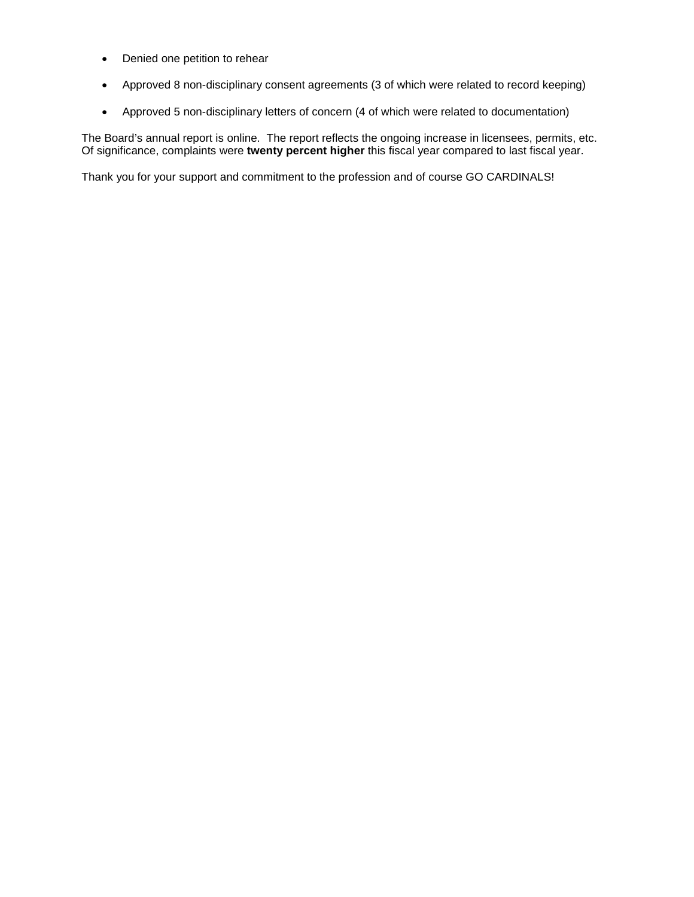- Denied one petition to rehear
- Approved 8 non-disciplinary consent agreements (3 of which were related to record keeping)
- Approved 5 non-disciplinary letters of concern (4 of which were related to documentation)

The Board's annual report is online. The report reflects the ongoing increase in licensees, permits, etc. Of significance, complaints were **twenty percent higher** this fiscal year compared to last fiscal year.

Thank you for your support and commitment to the profession and of course GO CARDINALS!